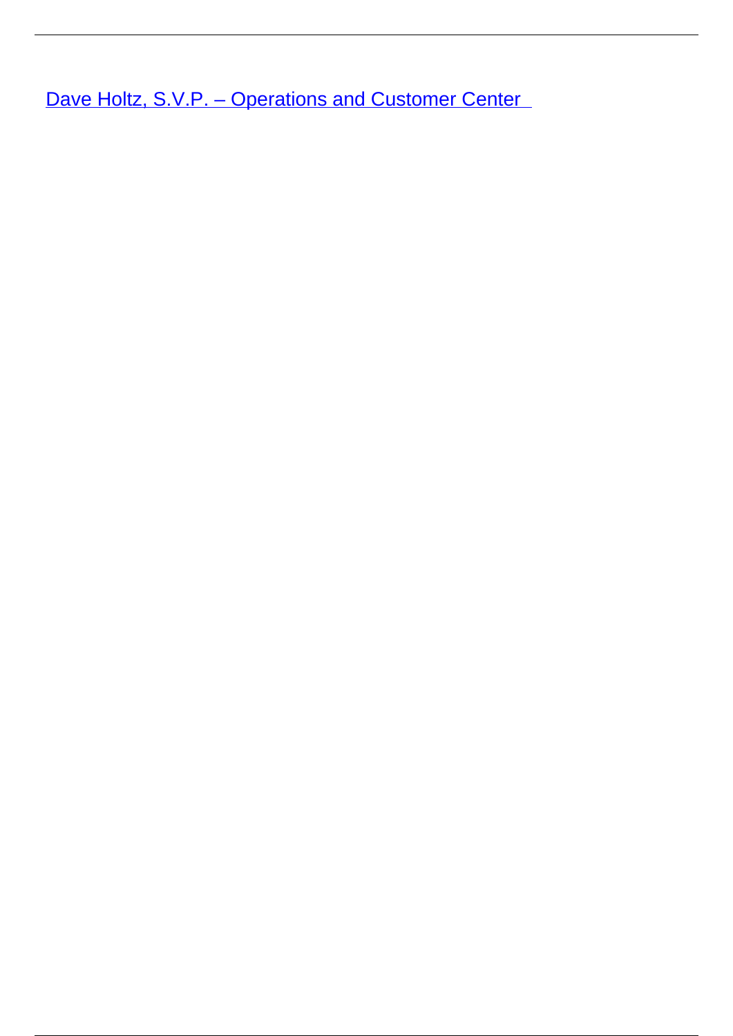[Dave Holtz, S.V.P. – Operations and Customer Center]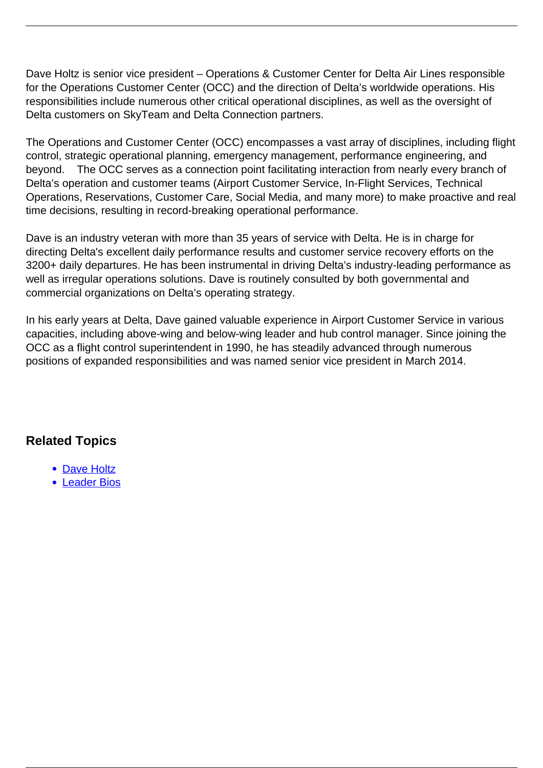Dave Holtz is senior vice president – Operations & Customer Center for Delta Air Lines responsible for the Operations Customer Center (OCC) and the direction of Delta's worldwide operations. His responsibilities include numerous other critical operational disciplines, as well as the oversight of Delta customers on SkyTeam and Delta Connection partners.

The Operations and Customer Center (OCC) encompasses a vast array of disciplines, including flight control, strategic operational planning, emergency management, performance engineering, and beyond. The OCC serves as a connection point facilitating interaction from nearly every branch of Delta's operation and customer teams (Airport Customer Service, In-Flight Services, Technical Operations, Reservations, Customer Care, Social Media, and many more) to make proactive and real time decisions, resulting in record-breaking operational performance.

Dave is an industry veteran with more than 35 years of service with Delta. He is in charge for directing Delta's excellent daily performance results and customer service recovery efforts on the 3200+ daily departures. He has been instrumental in driving Delta's industry-leading performance as well as irregular operations solutions. Dave is routinely consulted by both governmental and commercial organizations on Delta's operating strategy.

In his early years at Delta, Dave gained valuable experience in Airport Customer Service in various capacities, including above-wing and below-wing leader and hub control manager. Since joining the OCC as a flight control superintendent in 1990, he has steadily advanced through numerous positions of expanded responsibilities and was named senior vice president in March 2014.

## Related Topics

- Dave Holtz
- Leader Bios